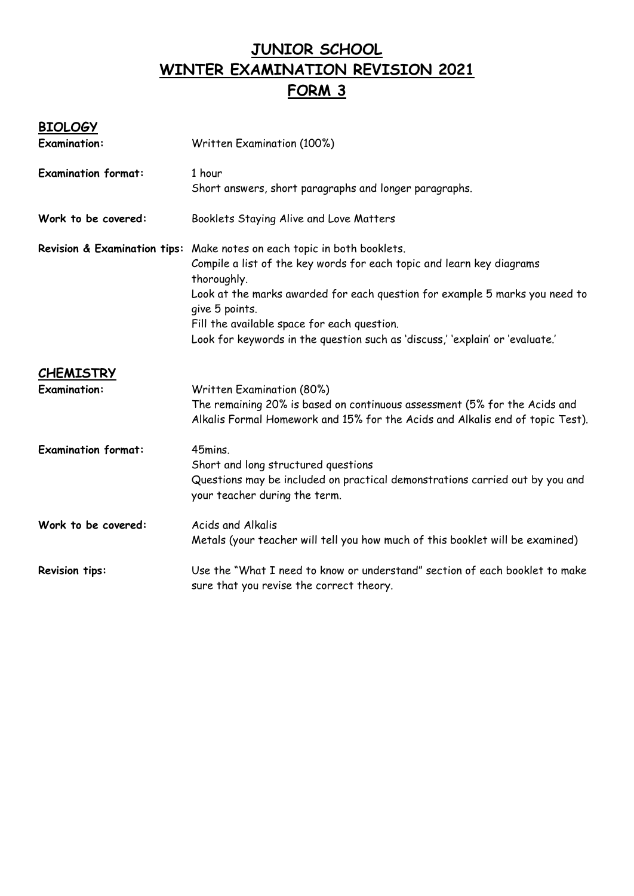# JUNIOR SCHOOL
# WINTER EXAMINATION REVISION 2021
# FORM 3

## BIOLOGY

**Examination:** Written Examination (100%)

**Examination format:** 1 hour
Short answers, short paragraphs and longer paragraphs.

**Work to be covered:** Booklets Staying Alive and Love Matters

**Revision & Examination tips:** Make notes on each topic in both booklets.
Compile a list of the key words for each topic and learn key diagrams thoroughly.
Look at the marks awarded for each question for example 5 marks you need to give 5 points.
Fill the available space for each question.
Look for keywords in the question such as 'discuss,' 'explain' or 'evaluate.'

## CHEMISTRY

**Examination:** Written Examination (80%)
The remaining 20% is based on continuous assessment (5% for the Acids and Alkalis Formal Homework and 15% for the Acids and Alkalis end of topic Test).

**Examination format:** 45mins.
Short and long structured questions
Questions may be included on practical demonstrations carried out by you and your teacher during the term.

**Work to be covered:** Acids and Alkalis
Metals (your teacher will tell you how much of this booklet will be examined)

**Revision tips:** Use the "What I need to know or understand" section of each booklet to make sure that you revise the correct theory.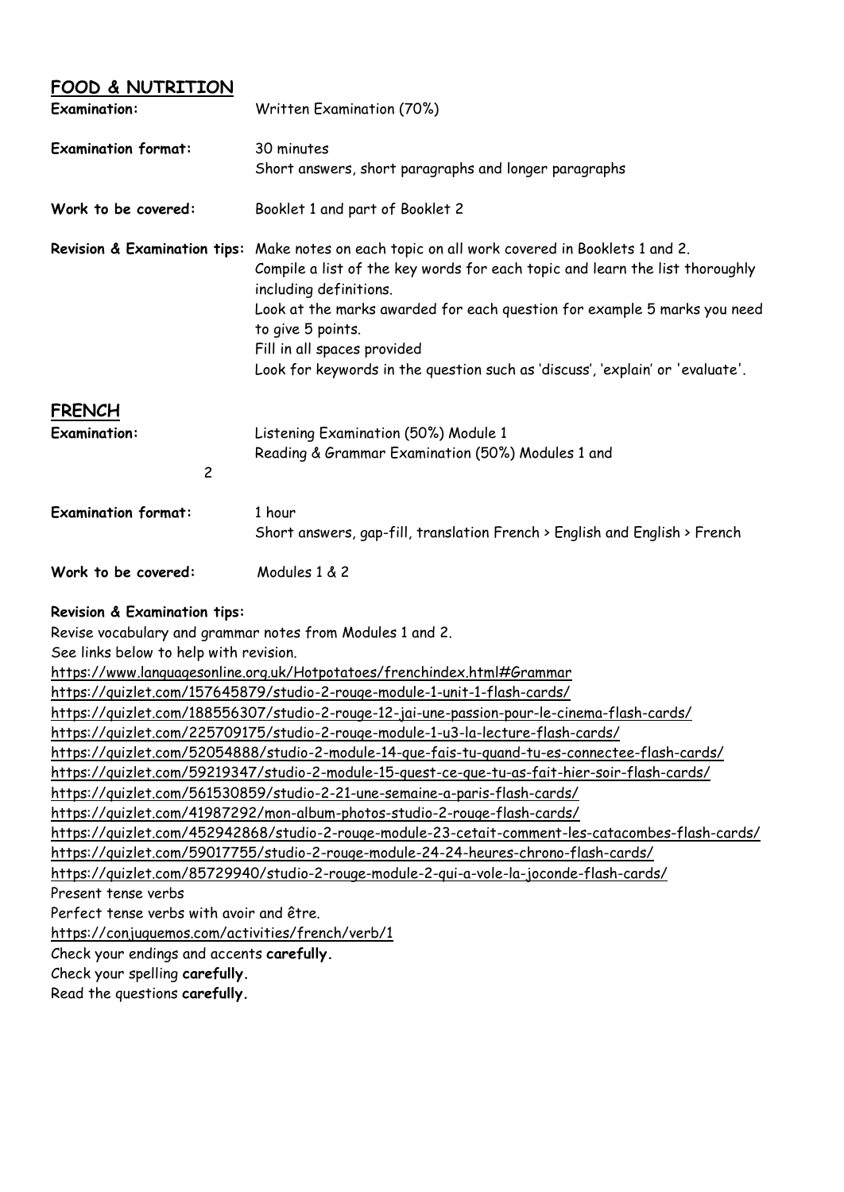## FOOD & NUTRITION

**Examination:** Written Examination (70%)

**Examination format:** 30 minutes
Short answers, short paragraphs and longer paragraphs

**Work to be covered:** Booklet 1 and part of Booklet 2

**Revision & Examination tips:** Make notes on each topic on all work covered in Booklets 1 and 2.
Compile a list of the key words for each topic and learn the list thoroughly including definitions.
Look at the marks awarded for each question for example 5 marks you need to give 5 points.
Fill in all spaces provided
Look for keywords in the question such as 'discuss', 'explain' or 'evaluate'.

## FRENCH

**Examination:** Listening Examination (50%) Module 1
Reading & Grammar Examination (50%) Modules 1 and 2

**Examination format:** 1 hour
Short answers, gap-fill, translation French > English and English > French

**Work to be covered:** Modules 1 & 2

**Revision & Examination tips:**

Revise vocabulary and grammar notes from Modules 1 and 2.
See links below to help with revision.
https://www.languagesonline.org.uk/Hotpotatoes/frenchindex.html#Grammar
https://quizlet.com/157645879/studio-2-rouge-module-1-unit-1-flash-cards/
https://quizlet.com/188556307/studio-2-rouge-12-jai-une-passion-pour-le-cinema-flash-cards/
https://quizlet.com/225709175/studio-2-rouge-module-1-u3-la-lecture-flash-cards/
https://quizlet.com/52054888/studio-2-module-14-que-fais-tu-quand-tu-es-connectee-flash-cards/
https://quizlet.com/59219347/studio-2-module-15-quest-ce-que-tu-as-fait-hier-soir-flash-cards/
https://quizlet.com/561530859/studio-2-21-une-semaine-a-paris-flash-cards/
https://quizlet.com/41987292/mon-album-photos-studio-2-rouge-flash-cards/
https://quizlet.com/452942868/studio-2-rouge-module-23-cetait-comment-les-catacombes-flash-cards/
https://quizlet.com/59017755/studio-2-rouge-module-24-24-heures-chrono-flash-cards/
https://quizlet.com/85729940/studio-2-rouge-module-2-qui-a-vole-la-joconde-flash-cards/
Present tense verbs
Perfect tense verbs with avoir and être.
https://conjuguemos.com/activities/french/verb/1
Check your endings and accents **carefully.**
Check your spelling **carefully.**
Read the questions **carefully.**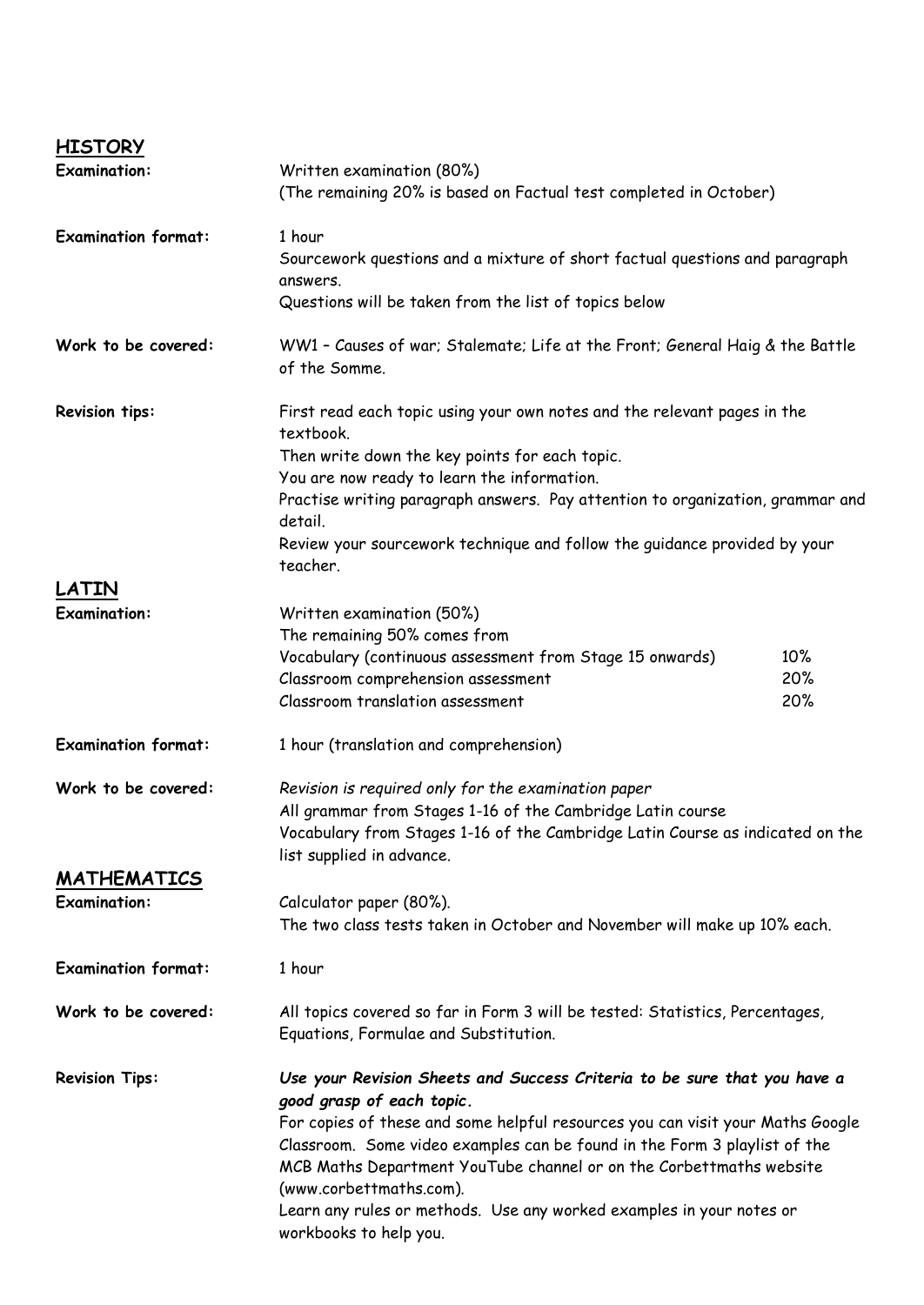## HISTORY

**Examination:** Written examination (80%)
(The remaining 20% is based on Factual test completed in October)

**Examination format:** 1 hour
Sourcework questions and a mixture of short factual questions and paragraph answers.
Questions will be taken from the list of topics below

**Work to be covered:** WW1 – Causes of war; Stalemate; Life at the Front; General Haig & the Battle of the Somme.

**Revision tips:** First read each topic using your own notes and the relevant pages in the textbook.
Then write down the key points for each topic.
You are now ready to learn the information.
Practise writing paragraph answers. Pay attention to organization, grammar and detail.
Review your sourcework technique and follow the guidance provided by your teacher.

## LATIN

**Examination:** Written examination (50%)
The remaining 50% comes from

| | |
|---|---|
| Vocabulary (continuous assessment from Stage 15 onwards) | 10% |
| Classroom comprehension assessment | 20% |
| Classroom translation assessment | 20% |

**Examination format:** 1 hour (translation and comprehension)

**Work to be covered:** *Revision is required only for the examination paper*
All grammar from Stages 1-16 of the Cambridge Latin course
Vocabulary from Stages 1-16 of the Cambridge Latin Course as indicated on the list supplied in advance.

## MATHEMATICS

**Examination:** Calculator paper (80%).
The two class tests taken in October and November will make up 10% each.

**Examination format:** 1 hour

**Work to be covered:** All topics covered so far in Form 3 will be tested: Statistics, Percentages, Equations, Formulae and Substitution.

**Revision Tips:** ***Use your Revision Sheets and Success Criteria to be sure that you have a good grasp of each topic.***
For copies of these and some helpful resources you can visit your Maths Google Classroom. Some video examples can be found in the Form 3 playlist of the MCB Maths Department YouTube channel or on the Corbettmaths website (www.corbettmaths.com).
Learn any rules or methods. Use any worked examples in your notes or workbooks to help you.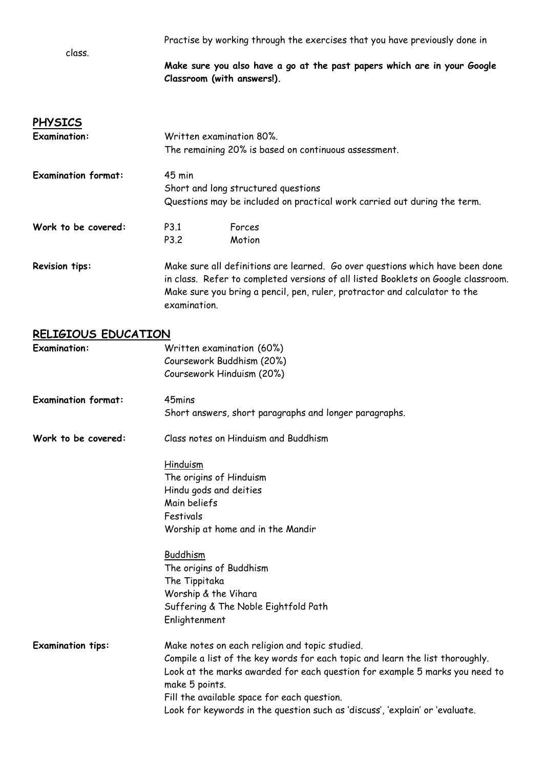Practise by working through the exercises that you have previously done in class.

**Make sure you also have a go at the past papers which are in your Google Classroom (with answers!).**

## PHYSICS

**Examination:** Written examination 80%.
The remaining 20% is based on continuous assessment.

**Examination format:** 45 min
Short and long structured questions
Questions may be included on practical work carried out during the term.

**Work to be covered:**
P3.1 Forces
P3.2 Motion

**Revision tips:** Make sure all definitions are learned. Go over questions which have been done in class. Refer to completed versions of all listed Booklets on Google classroom. Make sure you bring a pencil, pen, ruler, protractor and calculator to the examination.

## RELIGIOUS EDUCATION

**Examination:** Written examination (60%)
Coursework Buddhism (20%)
Coursework Hinduism (20%)

**Examination format:** 45mins
Short answers, short paragraphs and longer paragraphs.

**Work to be covered:** Class notes on Hinduism and Buddhism

Hinduism
- The origins of Hinduism
- Hindu gods and deities
- Main beliefs
- Festivals
- Worship at home and in the Mandir

Buddhism
- The origins of Buddhism
- The Tippitaka
- Worship & the Vihara
- Suffering & The Noble Eightfold Path
- Enlightenment

**Examination tips:** Make notes on each religion and topic studied.
Compile a list of the key words for each topic and learn the list thoroughly.
Look at the marks awarded for each question for example 5 marks you need to make 5 points.
Fill the available space for each question.
Look for keywords in the question such as 'discuss', 'explain' or 'evaluate.